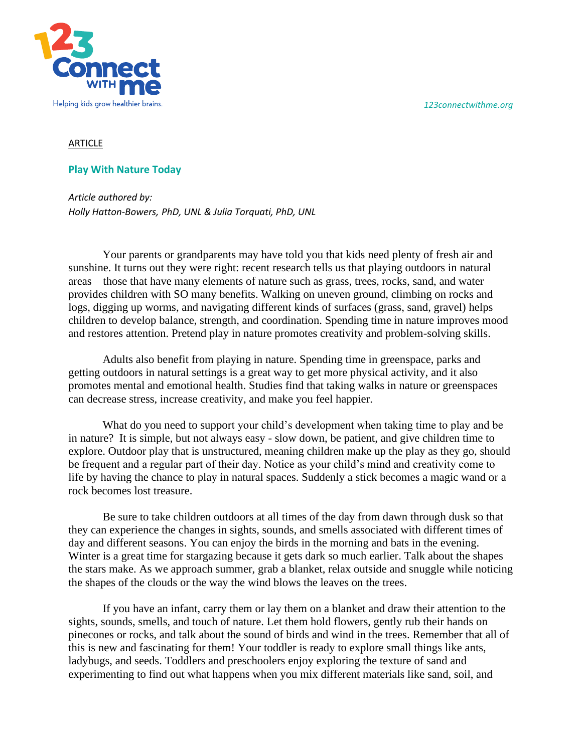ARTICLE

## Play With Nature Today

*Article authored by:*
*Holly Hatton-Bowers, PhD, UNL & Julia Torquati, PhD, UNL*

Your parents or grandparents may have told you that kids need plenty of fresh air and sunshine. It turns out they were right: recent research tells us that playing outdoors in natural areas – those that have many elements of nature such as grass, trees, rocks, sand, and water – provides children with SO many benefits. Walking on uneven ground, climbing on rocks and logs, digging up worms, and navigating different kinds of surfaces (grass, sand, gravel) helps children to develop balance, strength, and coordination. Spending time in nature improves mood and restores attention. Pretend play in nature promotes creativity and problem-solving skills.

Adults also benefit from playing in nature. Spending time in greenspace, parks and getting outdoors in natural settings is a great way to get more physical activity, and it also promotes mental and emotional health. Studies find that taking walks in nature or greenspaces can decrease stress, increase creativity, and make you feel happier.

What do you need to support your child's development when taking time to play and be in nature? It is simple, but not always easy - slow down, be patient, and give children time to explore. Outdoor play that is unstructured, meaning children make up the play as they go, should be frequent and a regular part of their day. Notice as your child's mind and creativity come to life by having the chance to play in natural spaces. Suddenly a stick becomes a magic wand or a rock becomes lost treasure.

Be sure to take children outdoors at all times of the day from dawn through dusk so that they can experience the changes in sights, sounds, and smells associated with different times of day and different seasons. You can enjoy the birds in the morning and bats in the evening. Winter is a great time for stargazing because it gets dark so much earlier. Talk about the shapes the stars make. As we approach summer, grab a blanket, relax outside and snuggle while noticing the shapes of the clouds or the way the wind blows the leaves on the trees.

If you have an infant, carry them or lay them on a blanket and draw their attention to the sights, sounds, smells, and touch of nature. Let them hold flowers, gently rub their hands on pinecones or rocks, and talk about the sound of birds and wind in the trees. Remember that all of this is new and fascinating for them! Your toddler is ready to explore small things like ants, ladybugs, and seeds. Toddlers and preschoolers enjoy exploring the texture of sand and experimenting to find out what happens when you mix different materials like sand, soil, and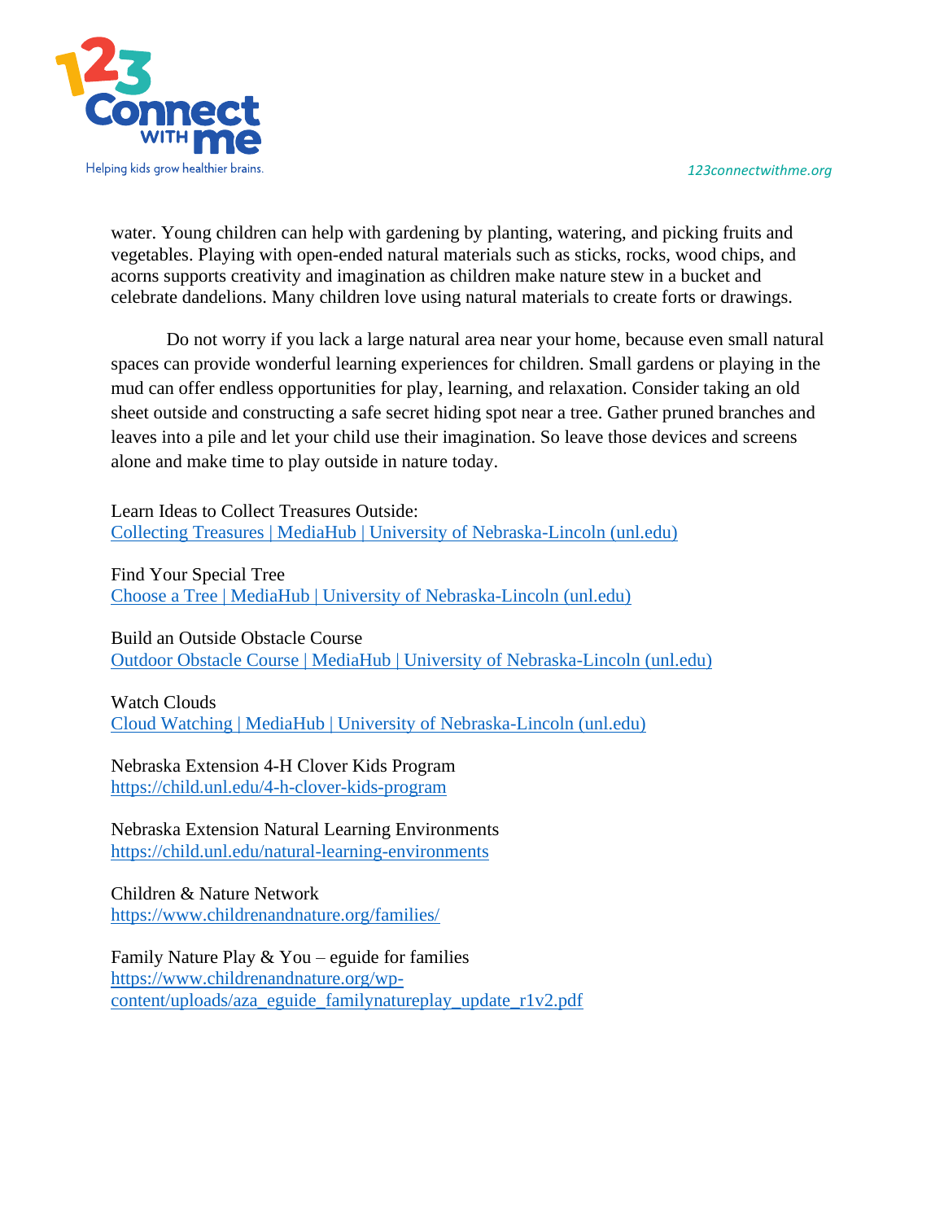water. Young children can help with gardening by planting, watering, and picking fruits and vegetables. Playing with open-ended natural materials such as sticks, rocks, wood chips, and acorns supports creativity and imagination as children make nature stew in a bucket and celebrate dandelions. Many children love using natural materials to create forts or drawings.

Do not worry if you lack a large natural area near your home, because even small natural spaces can provide wonderful learning experiences for children. Small gardens or playing in the mud can offer endless opportunities for play, learning, and relaxation. Consider taking an old sheet outside and constructing a safe secret hiding spot near a tree. Gather pruned branches and leaves into a pile and let your child use their imagination. So leave those devices and screens alone and make time to play outside in nature today.

Learn Ideas to Collect Treasures Outside:
Collecting Treasures | MediaHub | University of Nebraska-Lincoln (unl.edu)

Find Your Special Tree
Choose a Tree | MediaHub | University of Nebraska-Lincoln (unl.edu)

Build an Outside Obstacle Course
Outdoor Obstacle Course | MediaHub | University of Nebraska-Lincoln (unl.edu)

Watch Clouds
Cloud Watching | MediaHub | University of Nebraska-Lincoln (unl.edu)

Nebraska Extension 4-H Clover Kids Program
https://child.unl.edu/4-h-clover-kids-program

Nebraska Extension Natural Learning Environments
https://child.unl.edu/natural-learning-environments

Children & Nature Network
https://www.childrenandnature.org/families/

Family Nature Play & You – eguide for families
https://www.childrenandnature.org/wp-content/uploads/aza_eguide_familynatureplay_update_r1v2.pdf